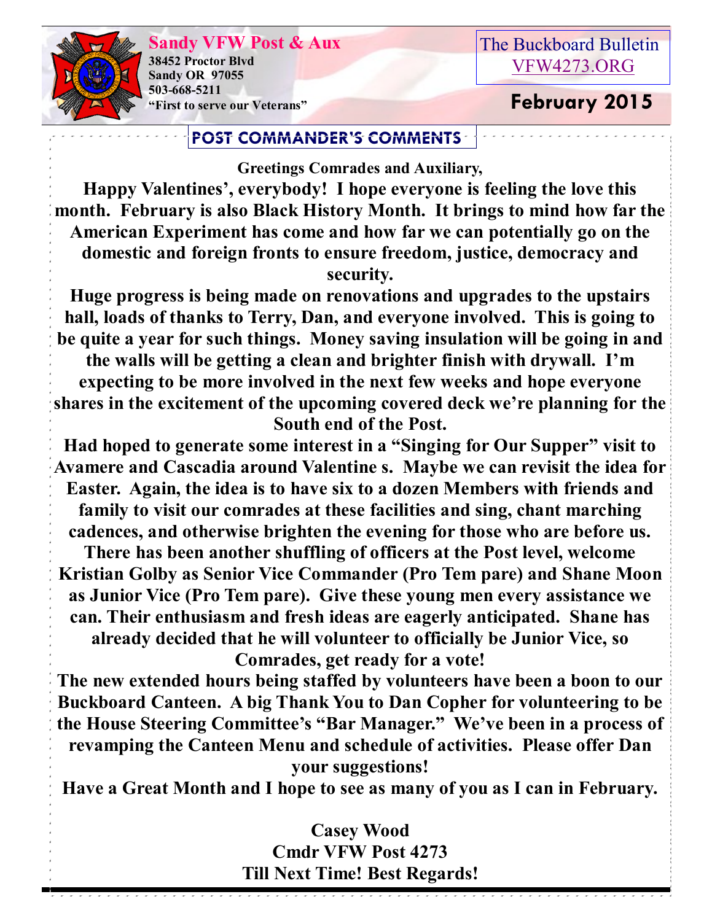**Sandy VFW Post & Aux**
**38452 Proctor Blvd**
**Sandy OR 97055**
**503-668-5211**
**"First to serve our Veterans"**

The Buckboard Bulletin
VFW4273.ORG

**February 2015**

## POST COMMANDER'S COMMENTS

**Greetings Comrades and Auxiliary,**

**Happy Valentines', everybody! I hope everyone is feeling the love this month. February is also Black History Month. It brings to mind how far the American Experiment has come and how far we can potentially go on the domestic and foreign fronts to ensure freedom, justice, democracy and security.**

**Huge progress is being made on renovations and upgrades to the upstairs hall, loads of thanks to Terry, Dan, and everyone involved. This is going to be quite a year for such things. Money saving insulation will be going in and the walls will be getting a clean and brighter finish with drywall. I'm expecting to be more involved in the next few weeks and hope everyone shares in the excitement of the upcoming covered deck we're planning for the South end of the Post.**

**Had hoped to generate some interest in a "Singing for Our Supper" visit to Avamere and Cascadia around Valentine s. Maybe we can revisit the idea for Easter. Again, the idea is to have six to a dozen Members with friends and family to visit our comrades at these facilities and sing, chant marching cadences, and otherwise brighten the evening for those who are before us.**

**There has been another shuffling of officers at the Post level, welcome Kristian Golby as Senior Vice Commander (Pro Tem pare) and Shane Moon as Junior Vice (Pro Tem pare). Give these young men every assistance we can. Their enthusiasm and fresh ideas are eagerly anticipated. Shane has already decided that he will volunteer to officially be Junior Vice, so Comrades, get ready for a vote!**

**The new extended hours being staffed by volunteers have been a boon to our Buckboard Canteen. A big Thank You to Dan Copher for volunteering to be the House Steering Committee's "Bar Manager." We've been in a process of revamping the Canteen Menu and schedule of activities. Please offer Dan your suggestions!**

**Have a Great Month and I hope to see as many of you as I can in February.**

**Casey Wood**
**Cmdr VFW Post 4273**
**Till Next Time! Best Regards!**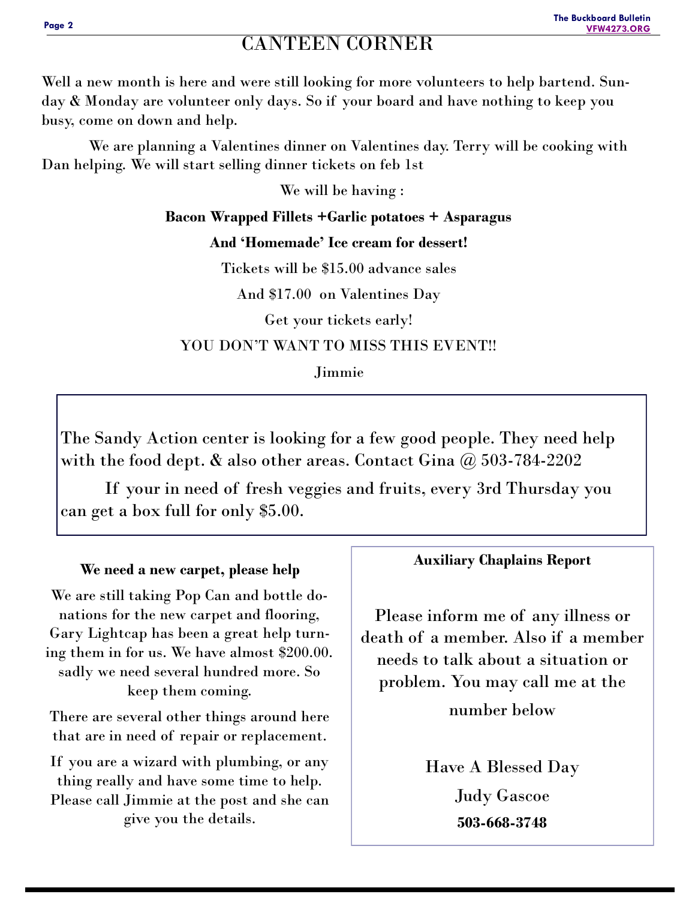# CANTEEN CORNER

Well a new month is here and were still looking for more volunteers to help bartend. Sunday & Monday are volunteer only days. So if your board and have nothing to keep you busy, come on down and help.

We are planning a Valentines dinner on Valentines day. Terry will be cooking with Dan helping. We will start selling dinner tickets on feb 1st

We will be having :

**Bacon Wrapped Fillets +Garlic potatoes + Asparagus**

**And 'Homemade' Ice cream for dessert!**

Tickets will be $15.00 advance sales

And $17.00 on Valentines Day

Get your tickets early!

YOU DON'T WANT TO MISS THIS EVENT!!

Jimmie

---

The Sandy Action center is looking for a few good people. They need help with the food dept. & also other areas. Contact Gina @ 503-784-2202

If your in need of fresh veggies and fruits, every 3rd Thursday you can get a box full for only $5.00.

---

**We need a new carpet, please help**

We are still taking Pop Can and bottle donations for the new carpet and flooring, Gary Lightcap has been a great help turning them in for us. We have almost $200.00. sadly we need several hundred more. So keep them coming.

There are several other things around here that are in need of repair or replacement.

If you are a wizard with plumbing, or any thing really and have some time to help. Please call Jimmie at the post and she can give you the details.

---

**Auxiliary Chaplains Report**

Please inform me of any illness or death of a member. Also if a member needs to talk about a situation or problem. You may call me at the number below

Have A Blessed Day

Judy Gascoe

**503-668-3748**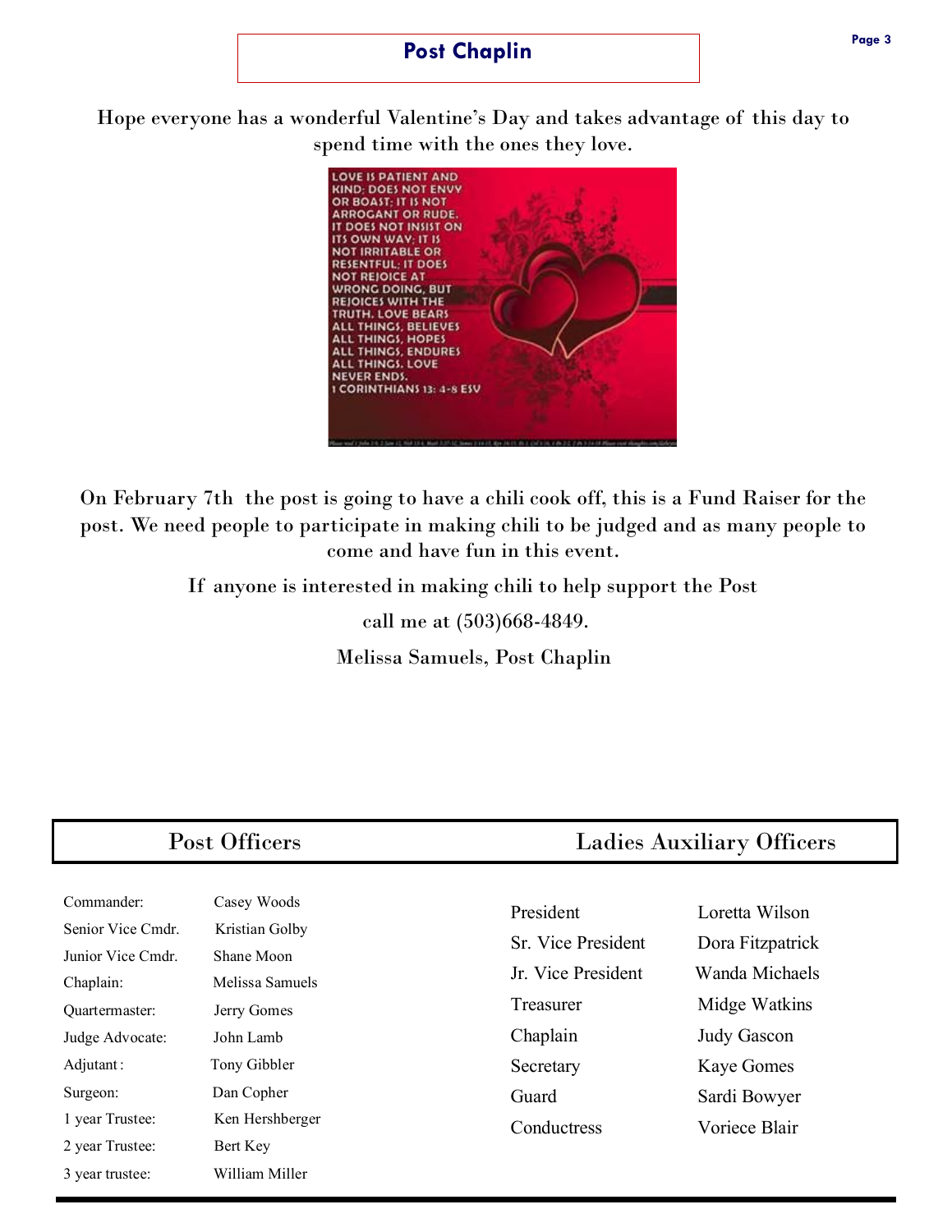## Post Chaplin

Hope everyone has a wonderful Valentine's Day and takes advantage of this day to spend time with the ones they love.

LOVE IS PATIENT AND KIND; DOES NOT ENVY OR BOAST; IT IS NOT ARROGANT OR RUDE. IT DOES NOT INSIST ON ITS OWN WAY; IT IS NOT IRRITABLE OR RESENTFUL; IT DOES NOT REJOICE AT WRONG DOING, BUT REJOICES WITH THE TRUTH. LOVE BEARS ALL THINGS, BELIEVES ALL THINGS, HOPES ALL THINGS, ENDURES ALL THINGS. LOVE NEVER ENDS.
1 CORINTHIANS 13: 4-8 ESV

On February 7th the post is going to have a chili cook off, this is a Fund Raiser for the post. We need people to participate in making chili to be judged and as many people to come and have fun in this event.

If anyone is interested in making chili to help support the Post

call me at (503)668-4849.

Melissa Samuels, Post Chaplin

## Post Officers

| | |
|---|---|
| Commander: | Casey Woods |
| Senior Vice Cmdr. | Kristian Golby |
| Junior Vice Cmdr. | Shane Moon |
| Chaplain: | Melissa Samuels |
| Quartermaster: | Jerry Gomes |
| Judge Advocate: | John Lamb |
| Adjutant: | Tony Gibbler |
| Surgeon: | Dan Copher |
| 1 year Trustee: | Ken Hershberger |
| 2 year Trustee: | Bert Key |
| 3 year trustee: | William Miller |

## Ladies Auxiliary Officers

| | |
|---|---|
| President | Loretta Wilson |
| Sr. Vice President | Dora Fitzpatrick |
| Jr. Vice President | Wanda Michaels |
| Treasurer | Midge Watkins |
| Chaplain | Judy Gascon |
| Secretary | Kaye Gomes |
| Guard | Sardi Bowyer |
| Conductress | Voriece Blair |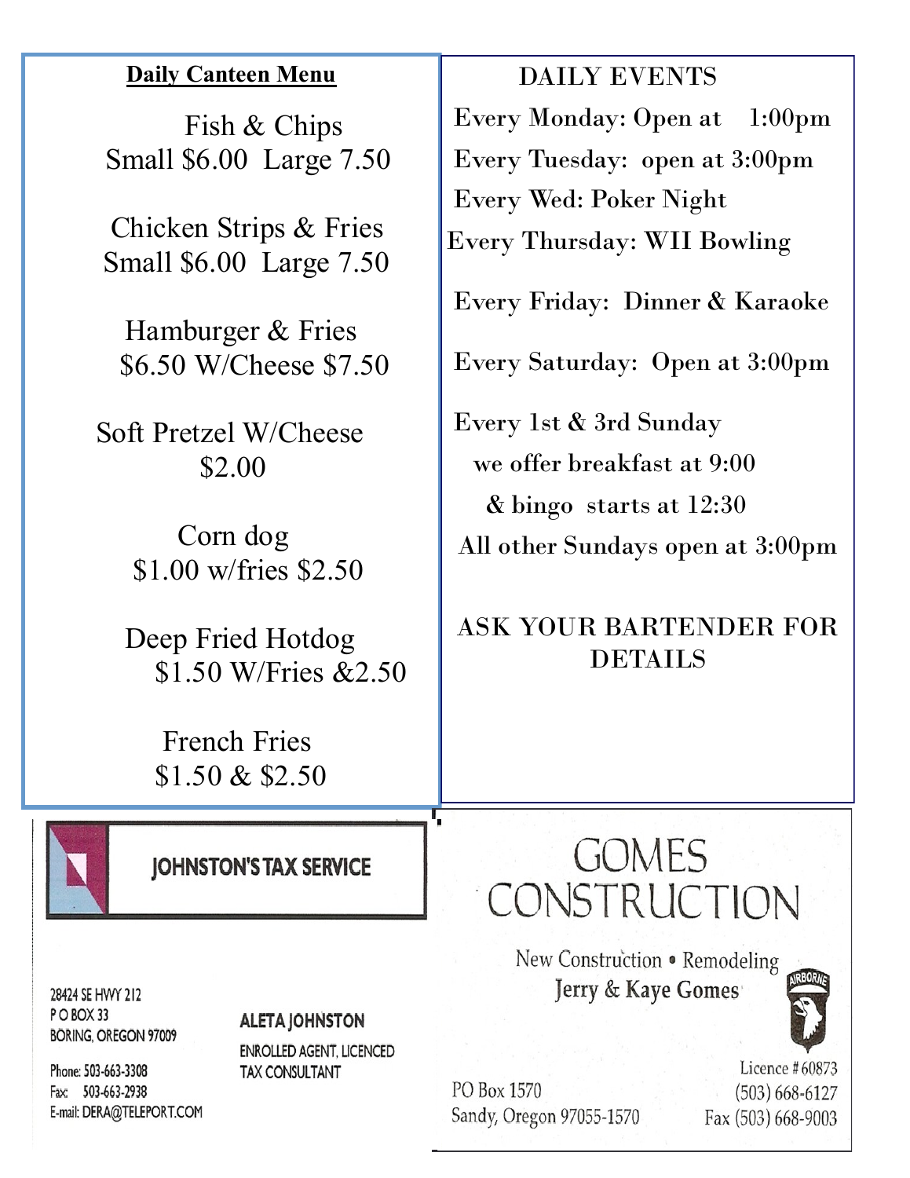## Daily Canteen Menu

Fish & Chips
Small $6.00 Large 7.50

Chicken Strips & Fries
Small $6.00 Large 7.50

Hamburger & Fries
$6.50 W/Cheese $7.50

Soft Pretzel W/Cheese
$2.00

Corn dog
$1.00 w/fries $2.50

Deep Fried Hotdog
$1.50 W/Fries &2.50

French Fries
$1.50 & $2.50

## DAILY EVENTS

Every Monday: Open at 1:00pm

Every Tuesday: open at 3:00pm

Every Wed: Poker Night

Every Thursday: WII Bowling

Every Friday: Dinner & Karaoke

Every Saturday: Open at 3:00pm

Every 1st & 3rd Sunday
we offer breakfast at 9:00
& bingo starts at 12:30

All other Sundays open at 3:00pm

ASK YOUR BARTENDER FOR DETAILS

---

**JOHNSTON'S TAX SERVICE**

28424 SE HWY 212
P O BOX 33
BORING, OREGON 97009

Phone: 503-663-3308
Fax: 503-663-2938
E-mail: DERA@TELEPORT.COM

**ALETA JOHNSTON**
ENROLLED AGENT, LICENCED TAX CONSULTANT

---

**GOMES CONSTRUCTION**

New Construction • Remodeling
Jerry & Kaye Gomes

Licence # 60873

PO Box 1570
Sandy, Oregon 97055-1570

(503) 668-6127
Fax (503) 668-9003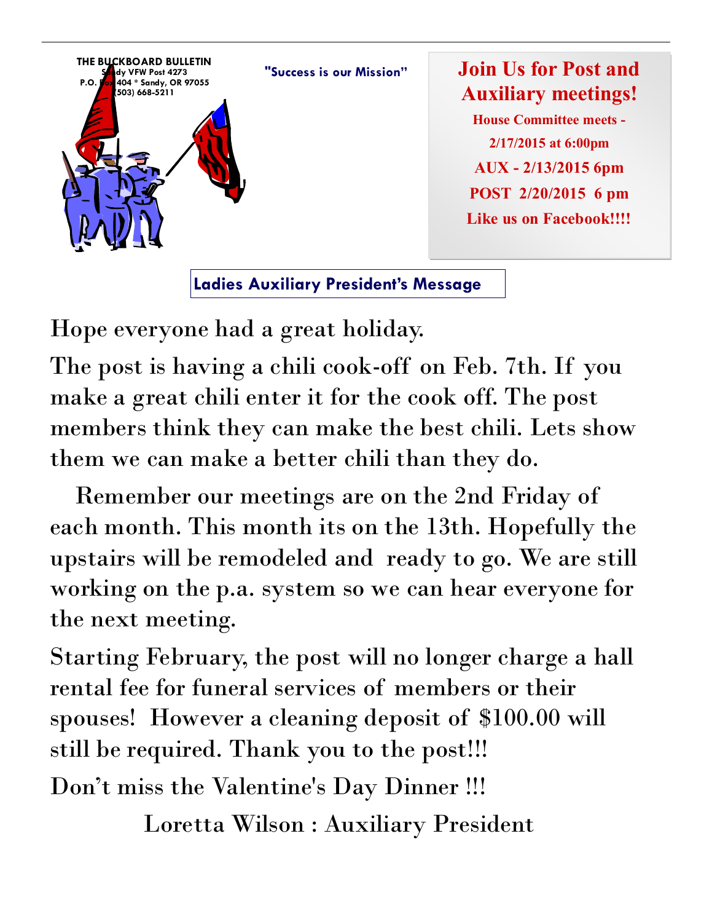THE BUCKBOARD BULLETIN
Sandy VFW Post 4273
P.O. Box 404 * Sandy, OR 97055
(503) 668-5211

"Success is our Mission"

**Join Us for Post and Auxiliary meetings!**

**House Committee meets - 2/17/2015 at 6:00pm**

**AUX - 2/13/2015 6pm**

**POST 2/20/2015 6 pm**

**Like us on Facebook!!!!**

## Ladies Auxiliary President's Message

Hope everyone had a great holiday.

The post is having a chili cook-off on Feb. 7th. If you make a great chili enter it for the cook off. The post members think they can make the best chili. Lets show them we can make a better chili than they do.

Remember our meetings are on the 2nd Friday of each month. This month its on the 13th. Hopefully the upstairs will be remodeled and ready to go. We are still working on the p.a. system so we can hear everyone for the next meeting.

Starting February, the post will no longer charge a hall rental fee for funeral services of members or their spouses! However a cleaning deposit of $100.00 will still be required. Thank you to the post!!!

Don't miss the Valentine's Day Dinner !!!

Loretta Wilson : Auxiliary President